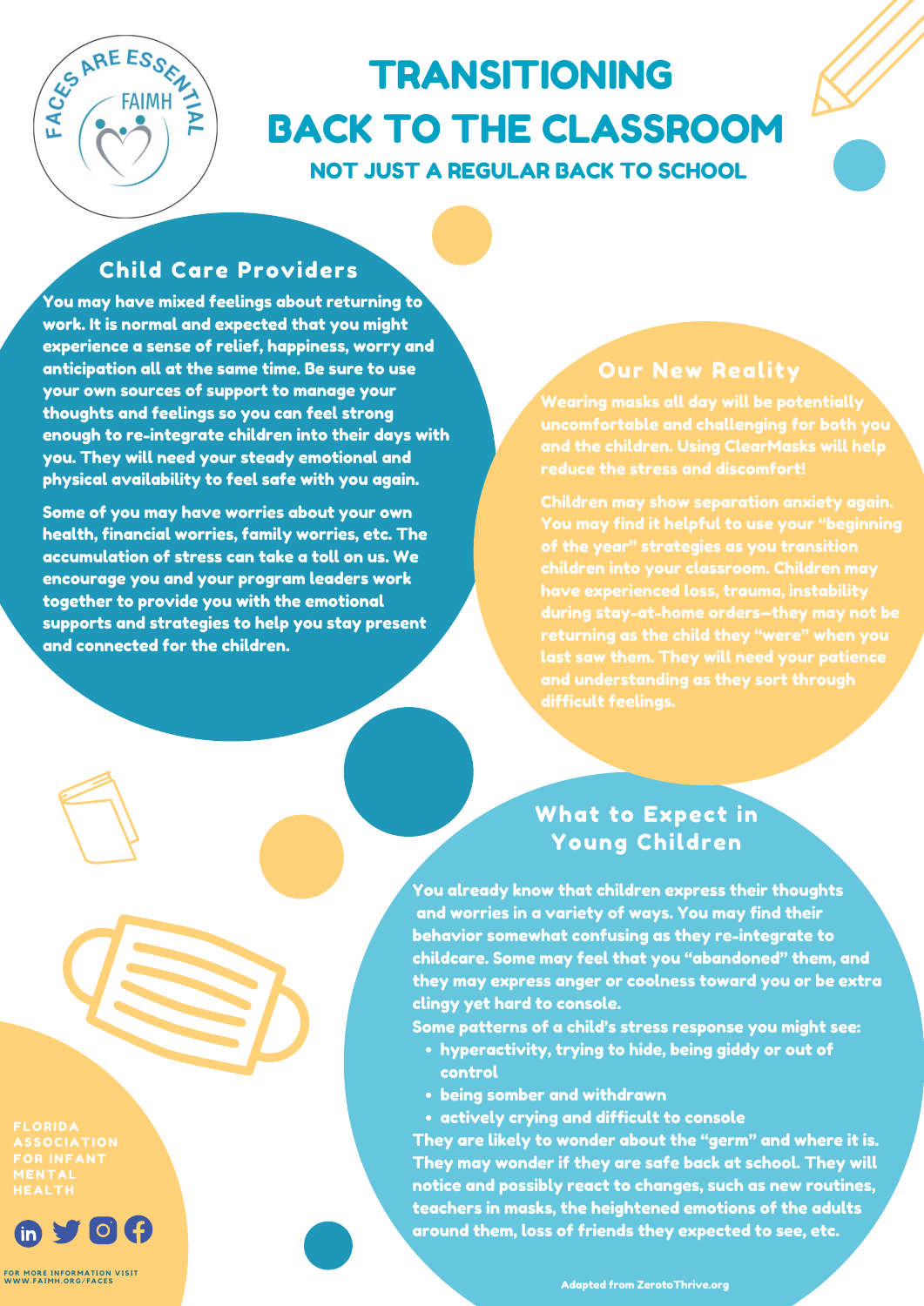# TRANSITIONING BACK TO THE CLASSROOM

### NOT JUST A REGULAR BACK TO SCHOOL

## Child Care Providers

You may have mixed feelings about returning to work. It is normal and expected that you might experience a sense of relief, happiness, worry and anticipation all at the same time. Be sure to use your own sources of support to manage your thoughts and feelings so you can feel strong enough to re-integrate children into their days with you. They will need your steady emotional and physical availability to feel safe with you again.

Some of you may have worries about your own health, financial worries, family worries, etc. The accumulation of stress can take a toll on us. We encourage you and your program leaders work together to provide you with the emotional supports and strategies to help you stay present and connected for the children.

## Our New Reality

Wearing masks all day will be potentially uncomfortable and challenging for both you and the children. Using ClearMasks will help reduce the stress and discomfort!

Children may show separation anxiety again. You may find it helpful to use your "beginning of the year" strategies as you transition children into your classroom. Children may have experienced loss, trauma, instability during stay-at-home orders—they may not be returning as the child they "were" when you last saw them. They will need your patience and understanding as they sort through difficult feelings.

## What to Expect in Young Children

You already know that children express their thoughts and worries in a variety of ways. You may find their behavior somewhat confusing as they re-integrate to childcare. Some may feel that you "abandoned" them, and they may express anger or coolness toward you or be extra clingy yet hard to console.

Some patterns of a child's stress response you might see:

- hyperactivity, trying to hide, being giddy or out of control
- being somber and withdrawn
- actively crying and difficult to console

They are likely to wonder about the "germ" and where it is. They may wonder if they are safe back at school. They will notice and possibly react to changes, such as new routines, teachers in masks, the heightened emotions of the adults around them, loss of friends they expected to see, etc.

FLORIDA ASSOCIATION FOR INFANT MENTAL HEALTH

FOR MORE INFORMATION VISIT WWW.FAIMH.ORG/FACES

Adapted from ZerotoThrive.org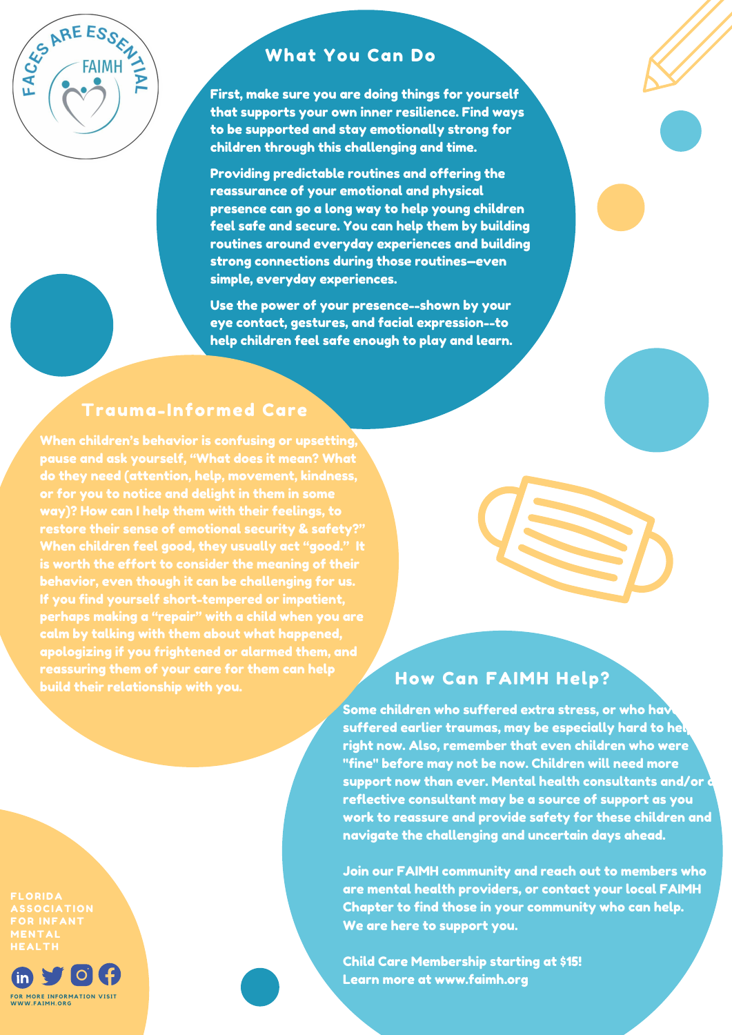FACES ARE ESSENTIAL

FAIMH

## What You Can Do

First, make sure you are doing things for yourself that supports your own inner resilience. Find ways to be supported and stay emotionally strong for children through this challenging and time.

Providing predictable routines and offering the reassurance of your emotional and physical presence can go a long way to help young children feel safe and secure. You can help them by building routines around everyday experiences and building strong connections during those routines—even simple, everyday experiences.

Use the power of your presence--shown by your eye contact, gestures, and facial expression--to help children feel safe enough to play and learn.

## Trauma-Informed Care

When children's behavior is confusing or upsetting, pause and ask yourself, "What does it mean? What do they need (attention, help, movement, kindness, or for you to notice and delight in them in some way)? How can I help them with their feelings, to restore their sense of emotional security & safety?" When children feel good, they usually act "good." It is worth the effort to consider the meaning of their behavior, even though it can be challenging for us. If you find yourself short-tempered or impatient, perhaps making a "repair" with a child when you are calm by talking with them about what happened, apologizing if you frightened or alarmed them, and reassuring them of your care for them can help build their relationship with you.

## How Can FAIMH Help?

Some children who suffered extra stress, or who have suffered earlier traumas, may be especially hard to help right now. Also, remember that even children who were "fine" before may not be now. Children will need more support now than ever. Mental health consultants and/or a reflective consultant may be a source of support as you work to reassure and provide safety for these children and navigate the challenging and uncertain days ahead.

Join our FAIMH community and reach out to members who are mental health providers, or contact your local FAIMH Chapter to find those in your community who can help. We are here to support you.

Child Care Membership starting at $15!
Learn more at www.faimh.org

FLORIDA ASSOCIATION FOR INFANT MENTAL HEALTH

FOR MORE INFORMATION VISIT WWW.FAIMH.ORG